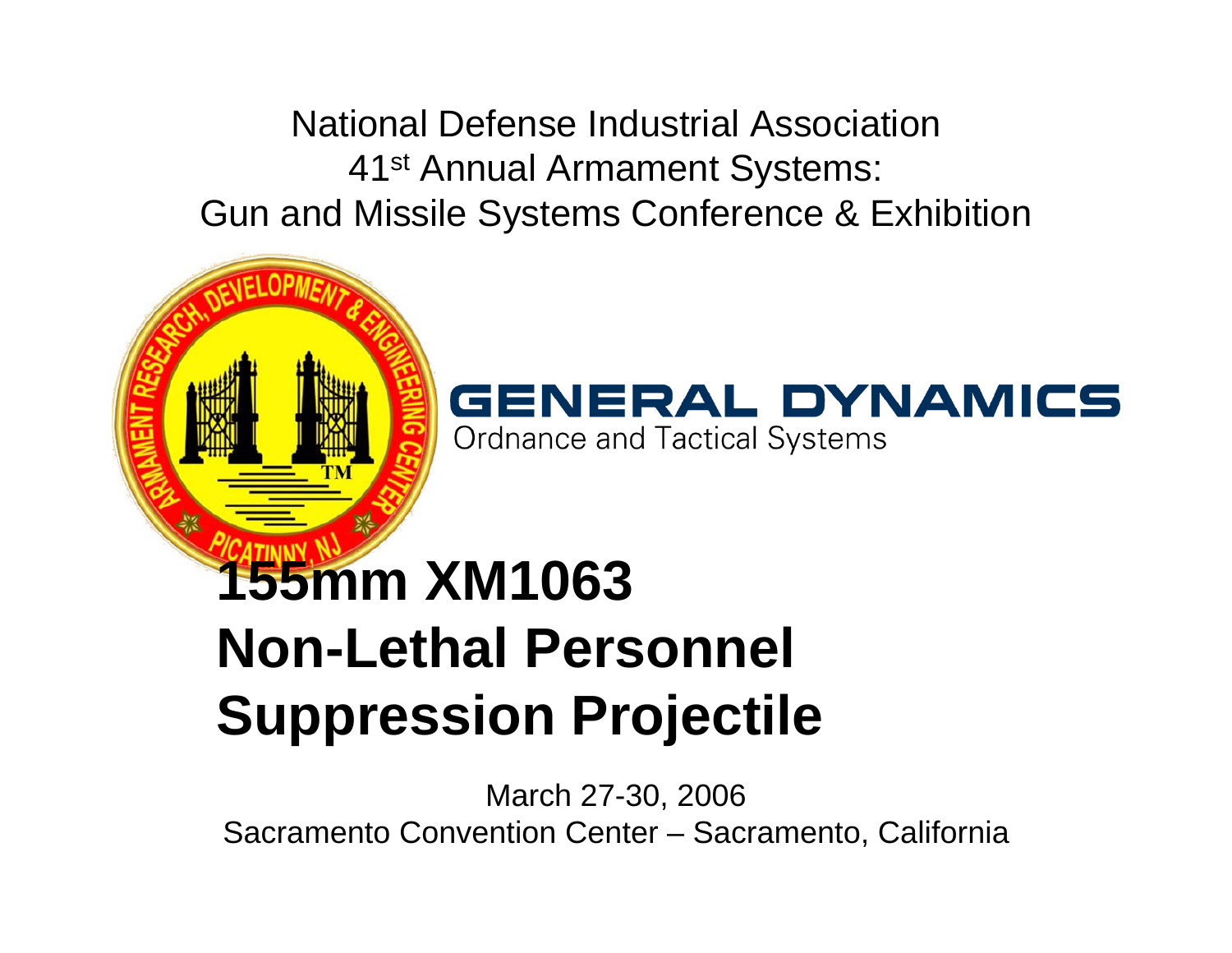National Defense Industrial Association
41st Annual Armament Systems:
Gun and Missile Systems Conference & Exhibition

ARMAMENT RESEARCH, DEVELOPMENT & ENGINEERING CENTER
PICATINNY, NJ

GENERAL DYNAMICS
Ordnance and Tactical Systems

# 155mm XM1063 Non-Lethal Personnel Suppression Projectile

March 27-30, 2006
Sacramento Convention Center – Sacramento, California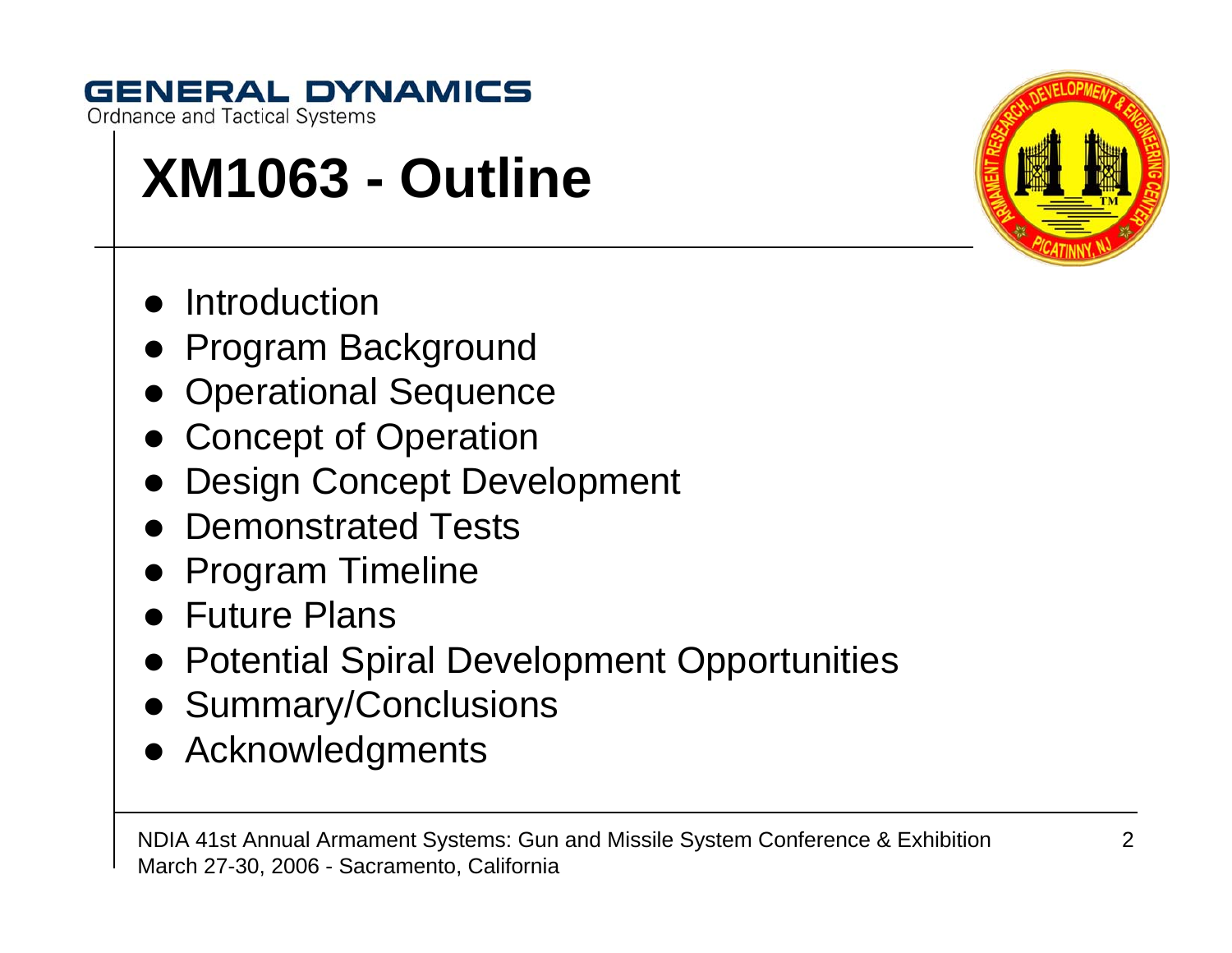# XM1063 - Outline

- Introduction
- Program Background
- Operational Sequence
- Concept of Operation
- Design Concept Development
- Demonstrated Tests
- Program Timeline
- Future Plans
- Potential Spiral Development Opportunities
- Summary/Conclusions
- Acknowledgments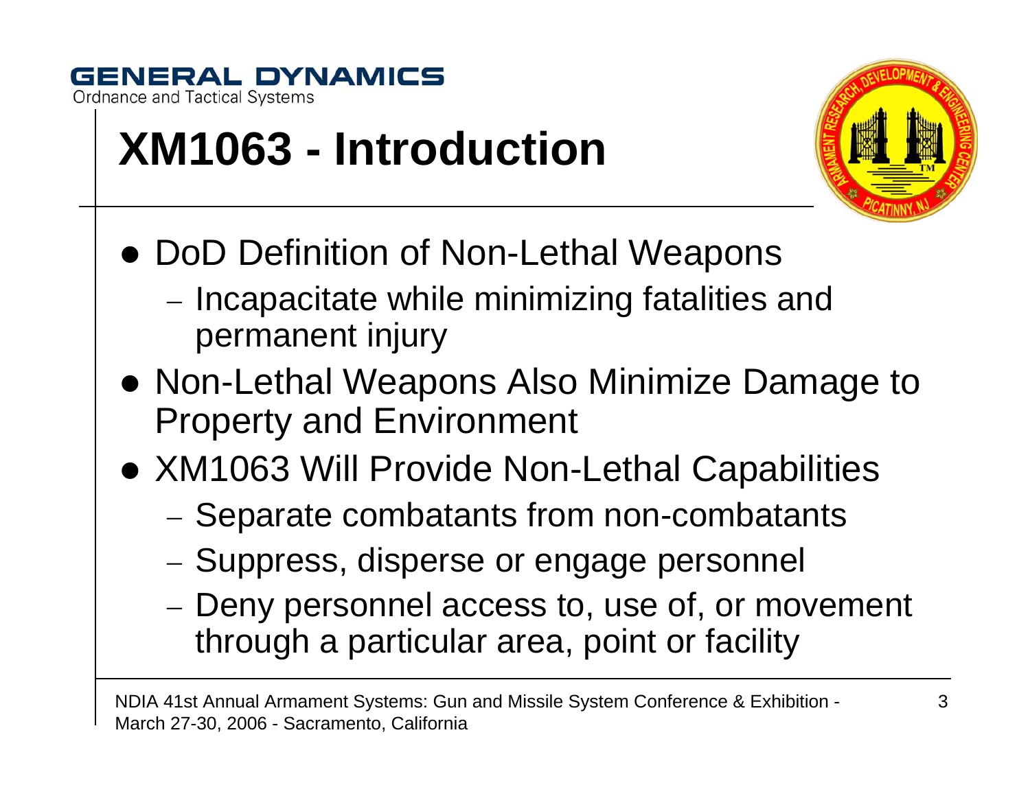# XM1063 - Introduction

- DoD Definition of Non-Lethal Weapons
  - Incapacitate while minimizing fatalities and permanent injury
- Non-Lethal Weapons Also Minimize Damage to Property and Environment
- XM1063 Will Provide Non-Lethal Capabilities
  - Separate combatants from non-combatants
  - Suppress, disperse or engage personnel
  - Deny personnel access to, use of, or movement through a particular area, point or facility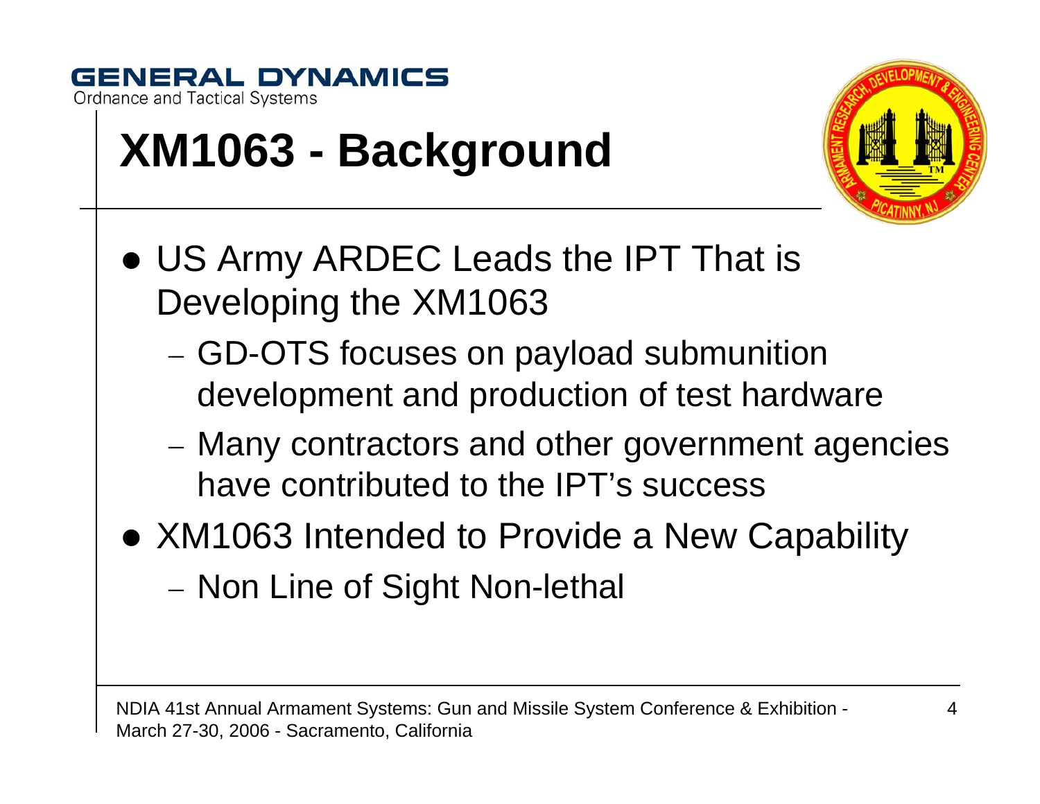# XM1063 - Background

- US Army ARDEC Leads the IPT That is Developing the XM1063
  - GD-OTS focuses on payload submunition development and production of test hardware
  - Many contractors and other government agencies have contributed to the IPT's success
- XM1063 Intended to Provide a New Capability
  - Non Line of Sight Non-lethal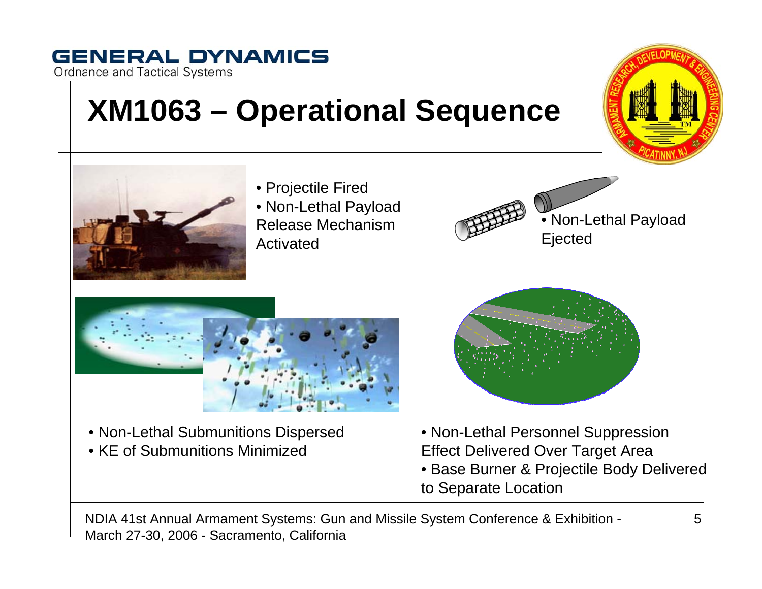GENERAL DYNAMICS
Ordnance and Tactical Systems

# XM1063 – Operational Sequence

- Projectile Fired
- Non-Lethal Payload Release Mechanism Activated

- Non-Lethal Payload Ejected

- Non-Lethal Submunitions Dispersed
- KE of Submunitions Minimized

- Non-Lethal Personnel Suppression Effect Delivered Over Target Area
- Base Burner & Projectile Body Delivered to Separate Location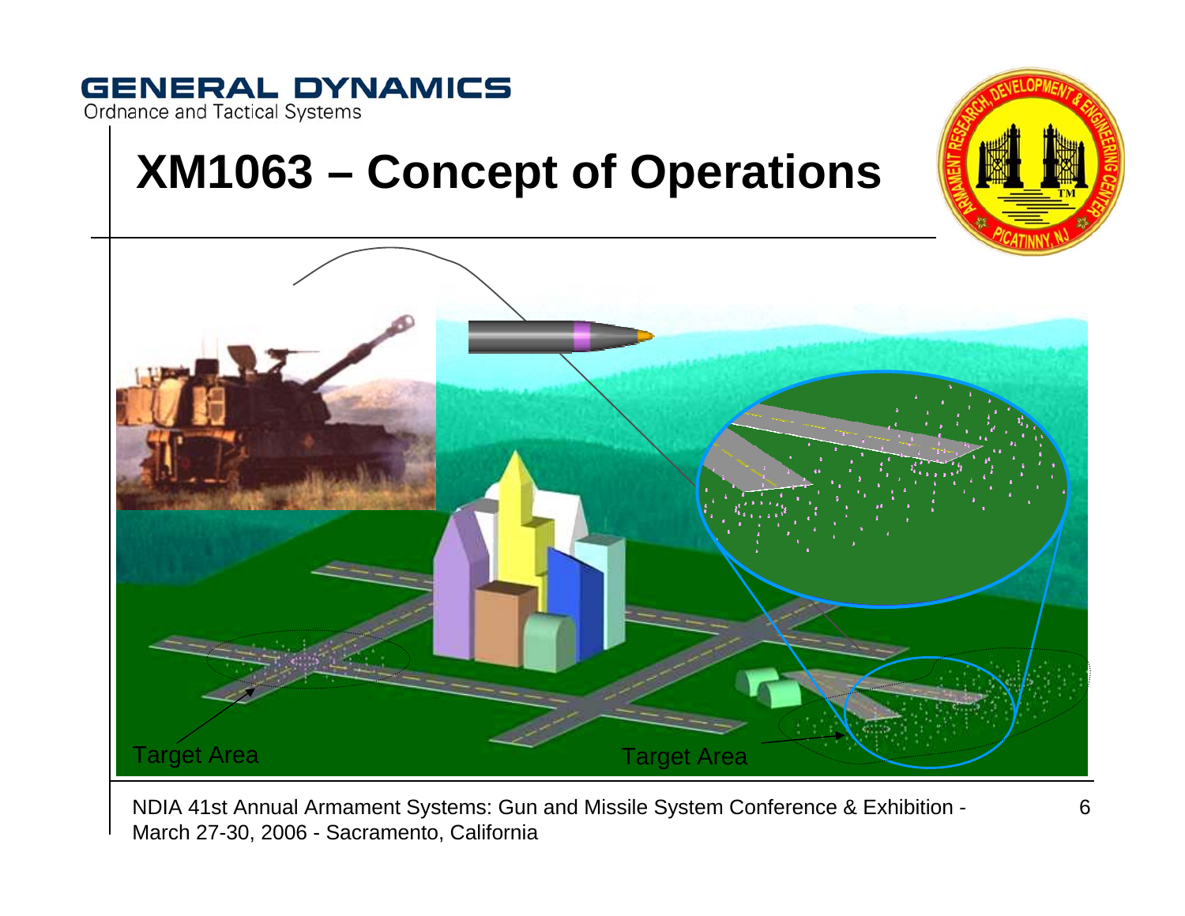# XM1063 – Concept of Operations

Target Area

Target Area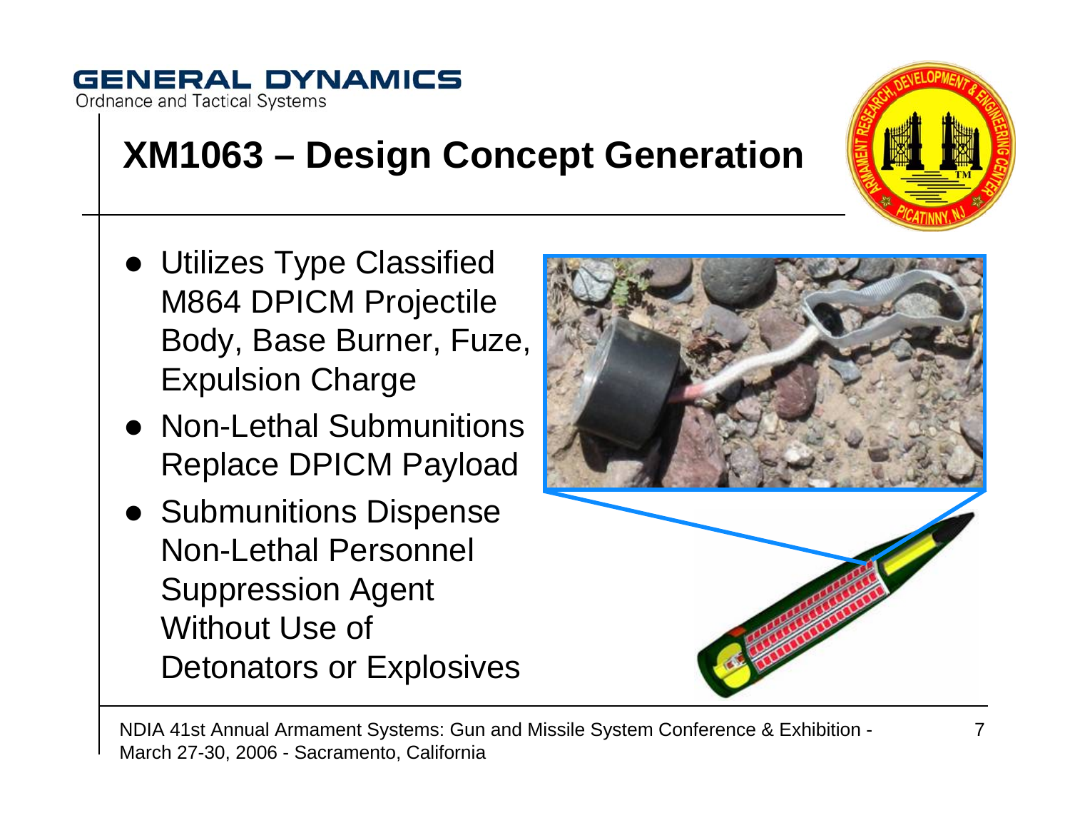# XM1063 – Design Concept Generation

- Utilizes Type Classified M864 DPICM Projectile Body, Base Burner, Fuze, Expulsion Charge
- Non-Lethal Submunitions Replace DPICM Payload
- Submunitions Dispense Non-Lethal Personnel Suppression Agent Without Use of Detonators or Explosives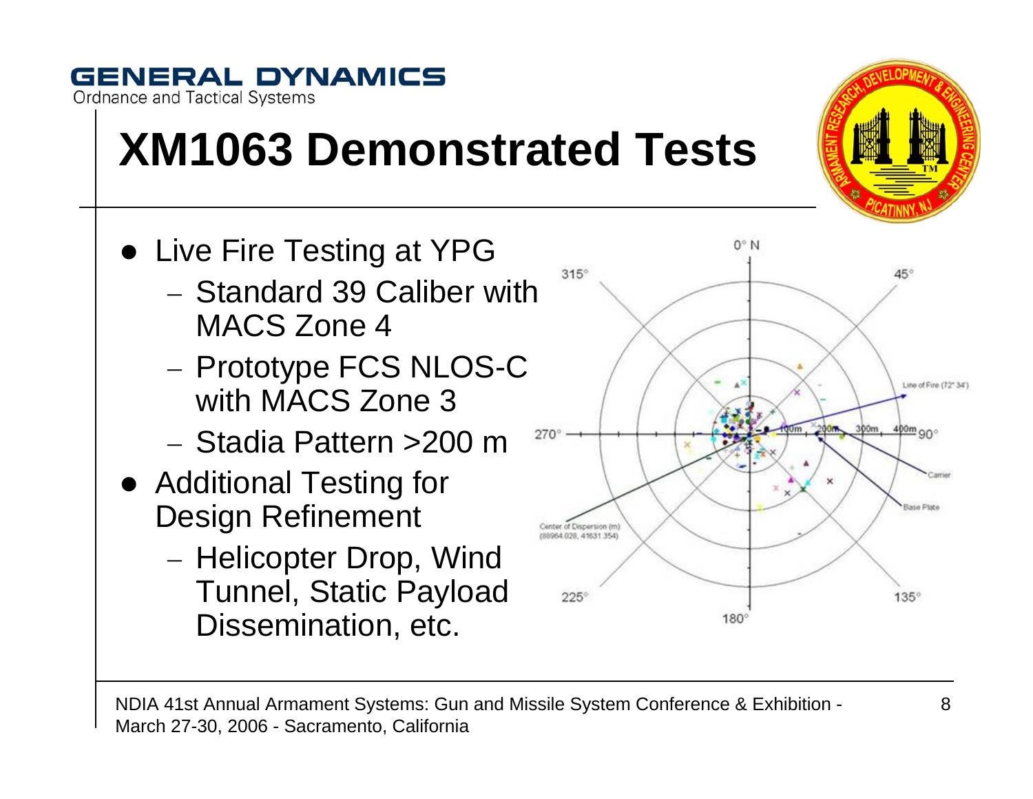# XM1063 Demonstrated Tests

- Live Fire Testing at YPG
  - Standard 39 Caliber with MACS Zone 4
  - Prototype FCS NLOS-C with MACS Zone 3
  - Stadia Pattern >200 m
- Additional Testing for Design Refinement
  - Helicopter Drop, Wind Tunnel, Static Payload Dissemination, etc.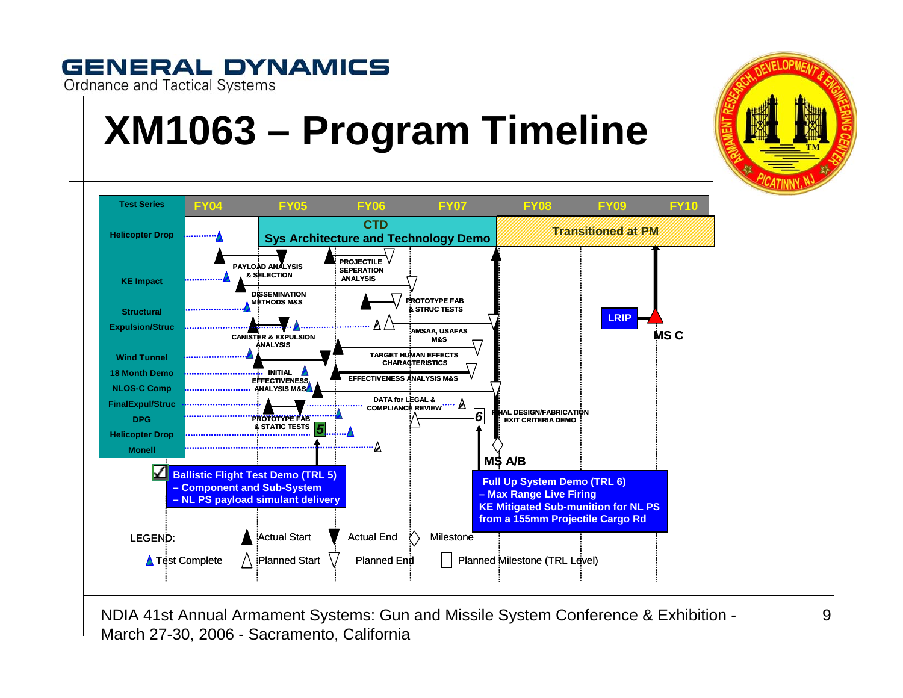GENERAL DYNAMICS
Ordnance and Tactical Systems

# XM1063 – Program Timeline

| Test Series | FY04 | FY05 | FY06 | FY07 | FY08 | FY09 | FY10 |
|---|---|---|---|---|---|---|---|

**CTD** — Sys Architecture and Technology Demo

Transitioned at PM

Test Series:
- Helicopter Drop
- KE Impact
- Structural
- Expulsion/Struc
- Wind Tunnel
- 18 Month Demo
- NLOS-C Comp
- FinalExpul/Struc
- DPG
- Helicopter Drop
- Monell

Activities:
- PAYLOAD ANALYSIS & SELECTION
- PROJECTILE SEPERATION ANALYSIS
- DISSEMINATION METHODS M&S
- PROTOTYPE FAB & STRUC TESTS
- CANISTER & EXPULSION ANALYSIS
- AMSAA, USAFAS M&S
- TARGET HUMAN EFFECTS CHARACTERISTICS
- INITIAL EFFECTIVENESS ANALYSIS M&S
- EFFECTIVENESS ANALYSIS M&S
- DATA for LEGAL & COMPLIANCE REVIEW
- PROTOTYPE FAB & STATIC TESTS
- FINAL DESIGN/FABRICATION EXIT CRITERIA DEMO

Milestones: 5, 6, MS A/B, LRIP, MS C

**Ballistic Flight Test Demo (TRL 5)**
**– Component and Sub-System**
**– NL PS payload simulant delivery**

**Full Up System Demo (TRL 6)**
**– Max Range Live Firing**
**KE Mitigated Sub-munition for NL PS from a 155mm Projectile Cargo Rd**

LEGEND: Actual Start, Actual End, Milestone, Test Complete, Planned Start, Planned End, Planned Milestone (TRL Level)

NDIA 41st Annual Armament Systems: Gun and Missile System Conference & Exhibition - March 27-30, 2006 - Sacramento, California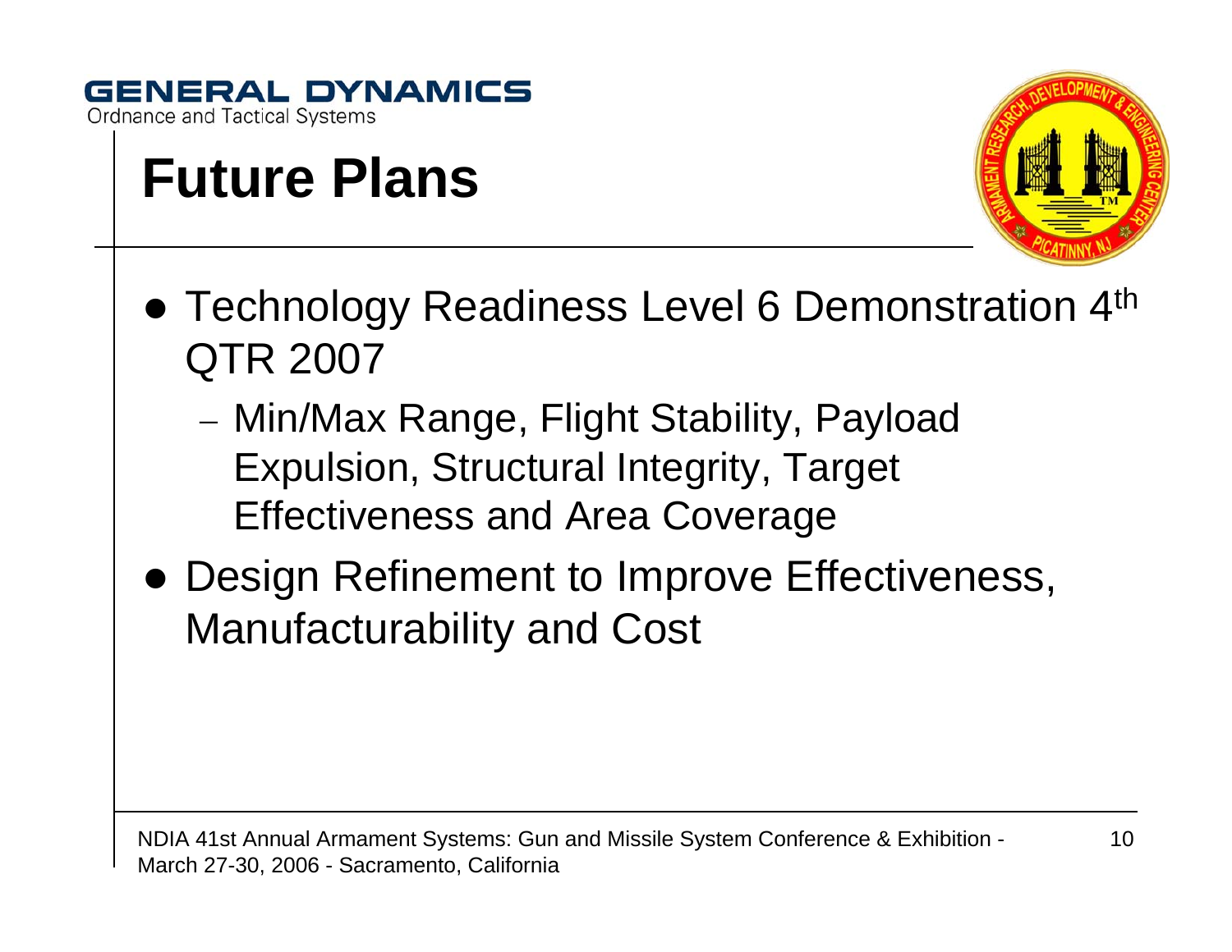# Future Plans

- Technology Readiness Level 6 Demonstration 4th QTR 2007
  - Min/Max Range, Flight Stability, Payload Expulsion, Structural Integrity, Target Effectiveness and Area Coverage
- Design Refinement to Improve Effectiveness, Manufacturability and Cost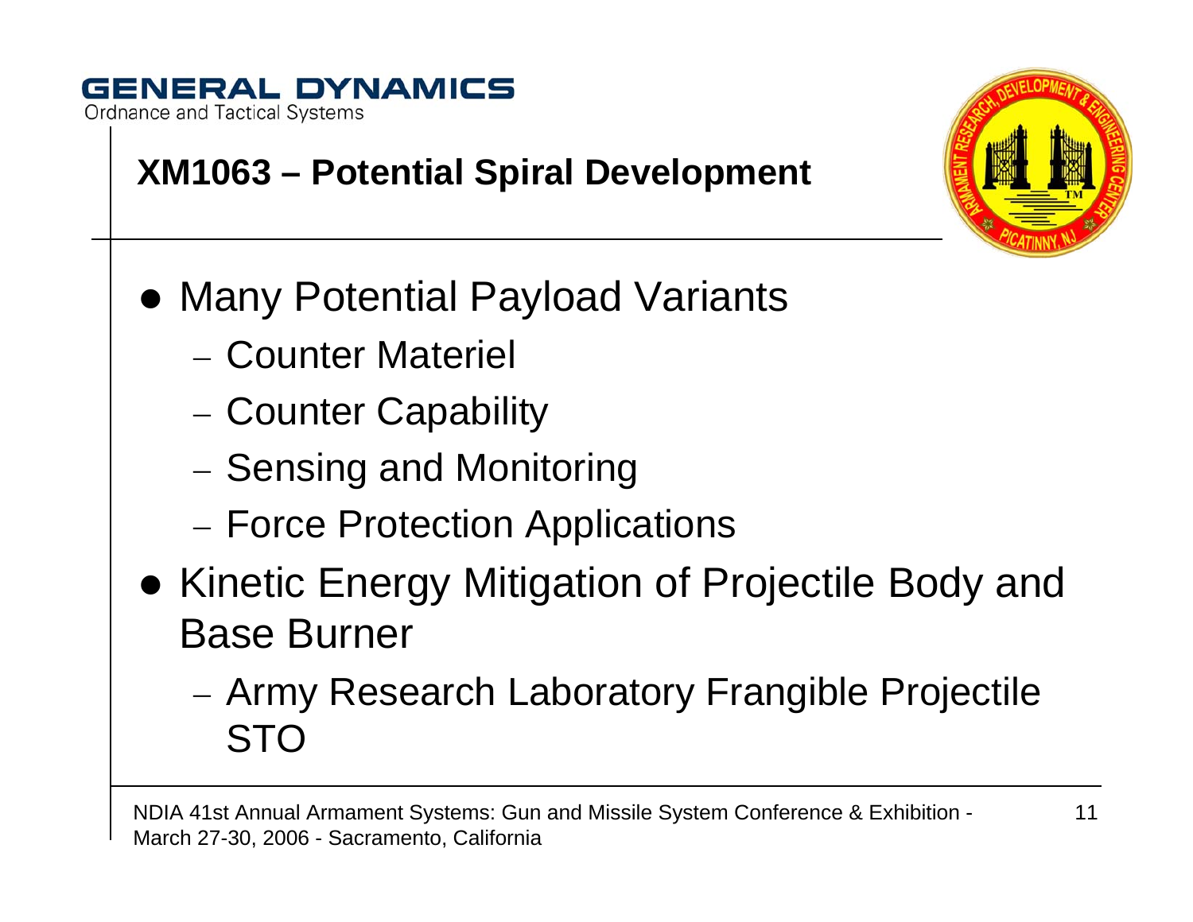## XM1063 – Potential Spiral Development

- Many Potential Payload Variants
  - Counter Materiel
  - Counter Capability
  - Sensing and Monitoring
  - Force Protection Applications
- Kinetic Energy Mitigation of Projectile Body and Base Burner
  - Army Research Laboratory Frangible Projectile STO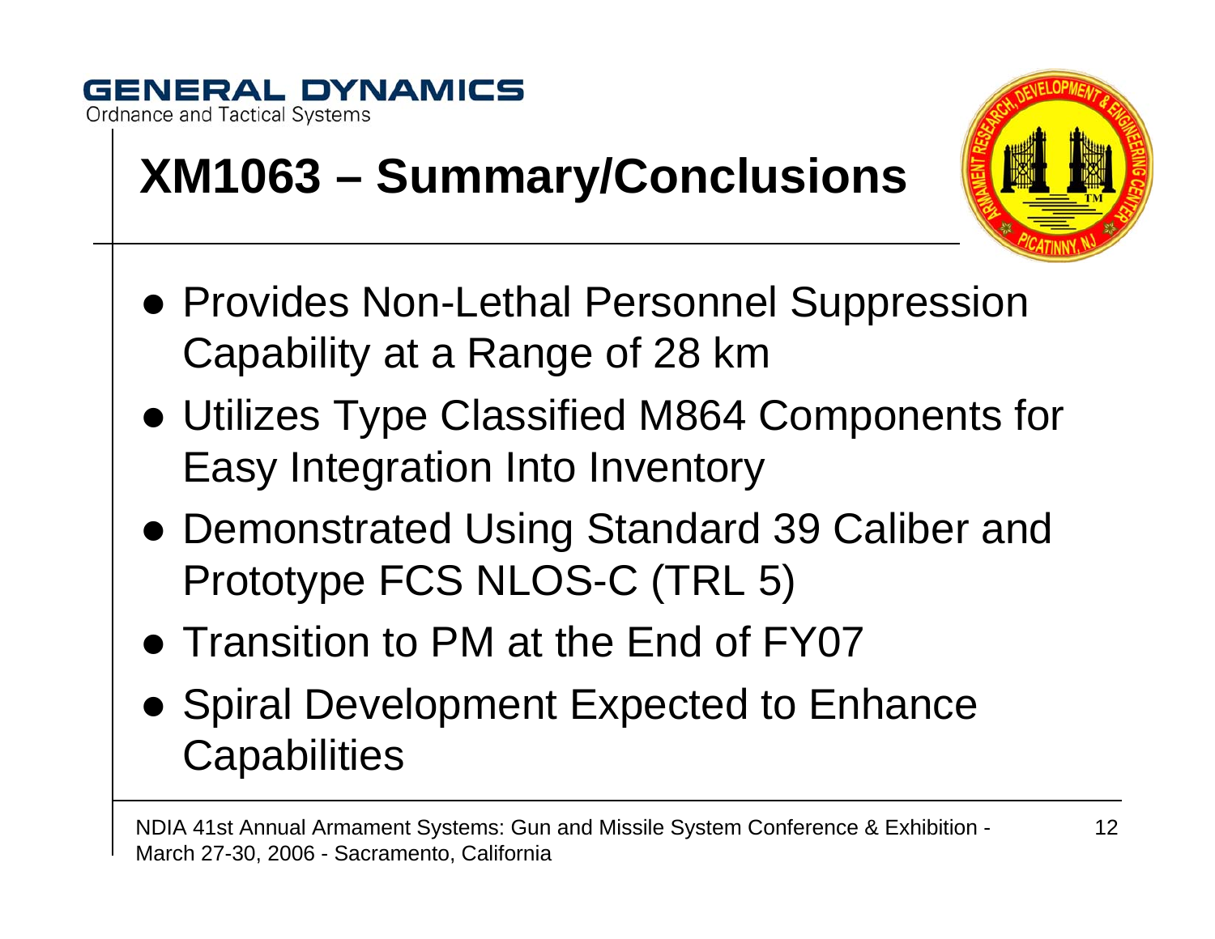# XM1063 – Summary/Conclusions

- Provides Non-Lethal Personnel Suppression Capability at a Range of 28 km
- Utilizes Type Classified M864 Components for Easy Integration Into Inventory
- Demonstrated Using Standard 39 Caliber and Prototype FCS NLOS-C (TRL 5)
- Transition to PM at the End of FY07
- Spiral Development Expected to Enhance Capabilities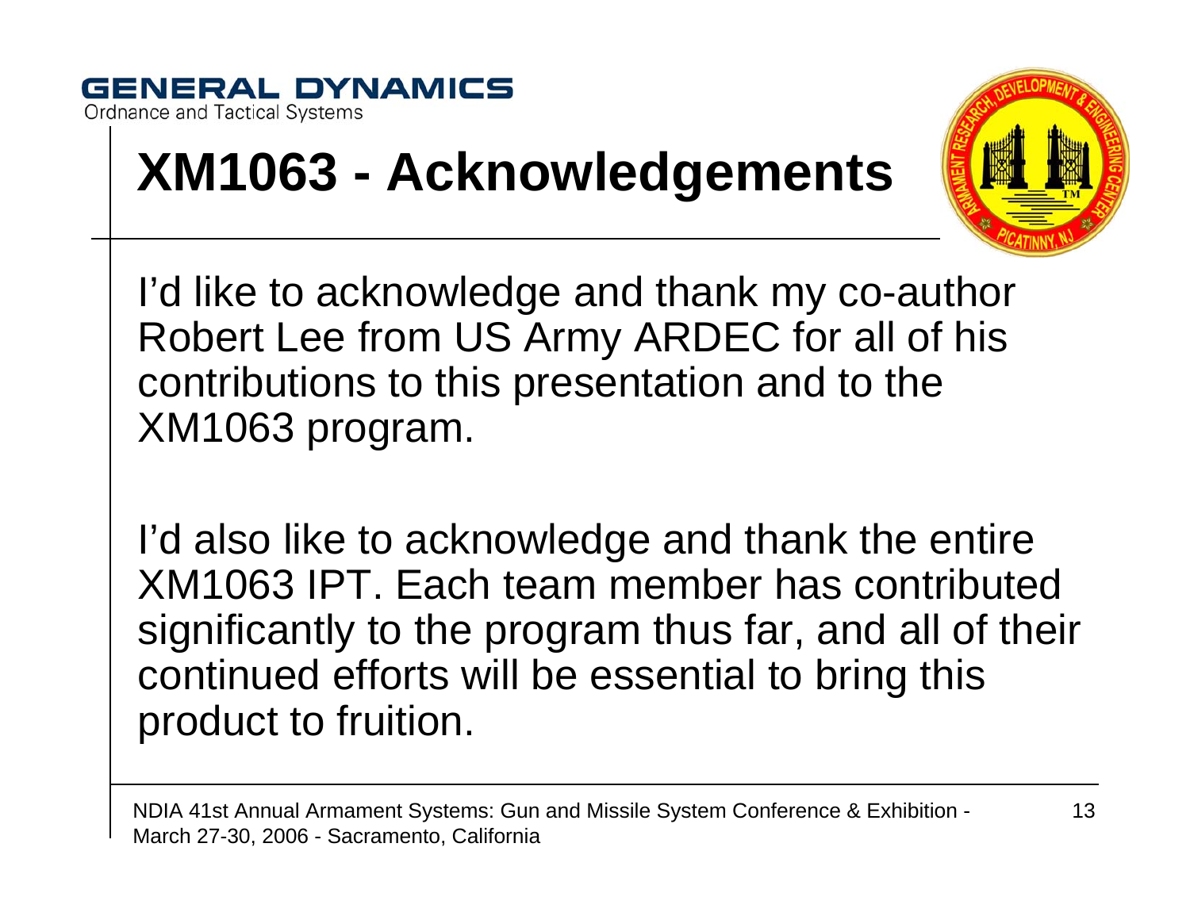GENERAL DYNAMICS
Ordnance and Tactical Systems

# XM1063 - Acknowledgements

I'd like to acknowledge and thank my co-author Robert Lee from US Army ARDEC for all of his contributions to this presentation and to the XM1063 program.

I'd also like to acknowledge and thank the entire XM1063 IPT. Each team member has contributed significantly to the program thus far, and all of their continued efforts will be essential to bring this product to fruition.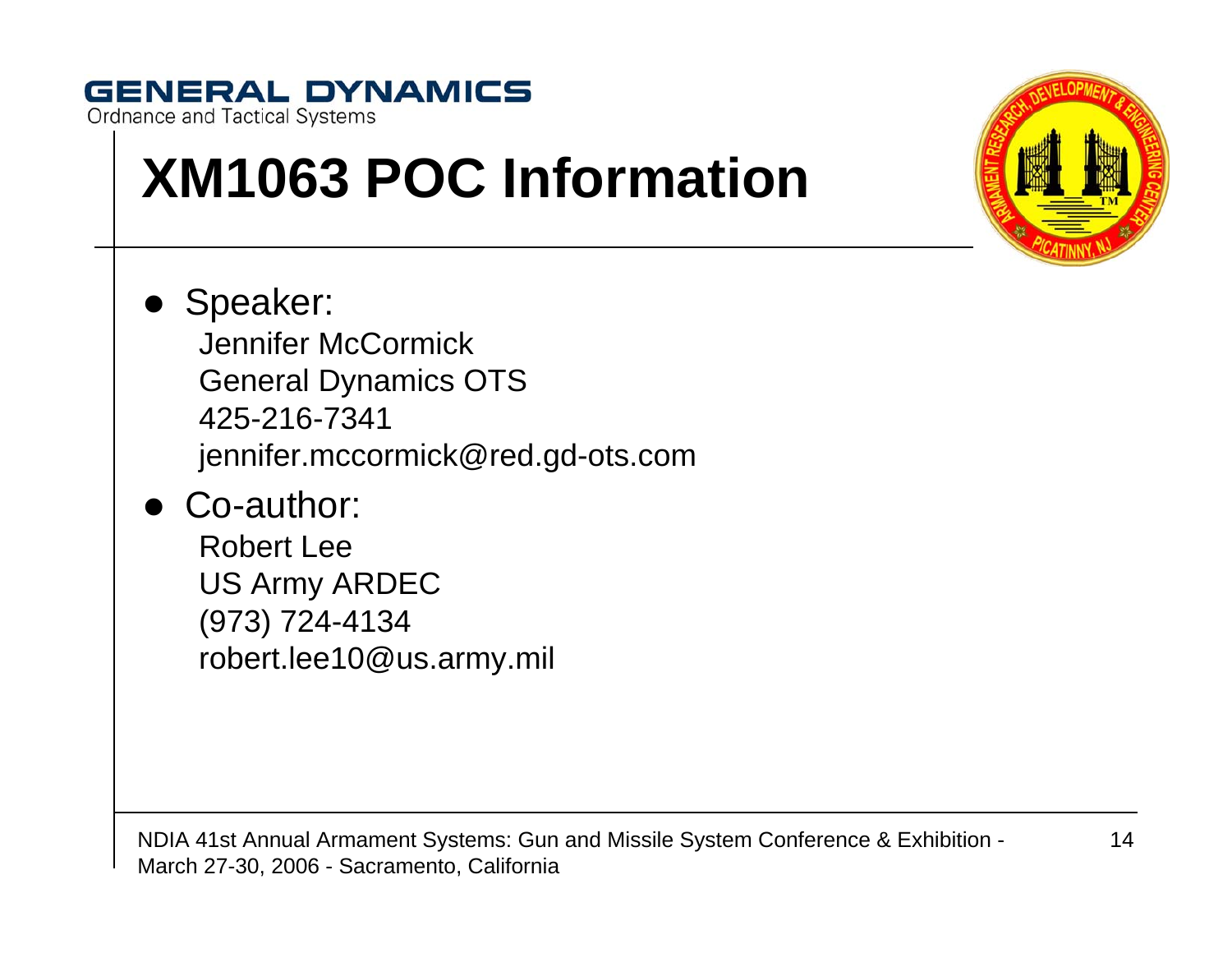# XM1063 POC Information

- Speaker:
  Jennifer McCormick
  General Dynamics OTS
  425-216-7341
  jennifer.mccormick@red.gd-ots.com
- Co-author:
  Robert Lee
  US Army ARDEC
  (973) 724-4134
  robert.lee10@us.army.mil